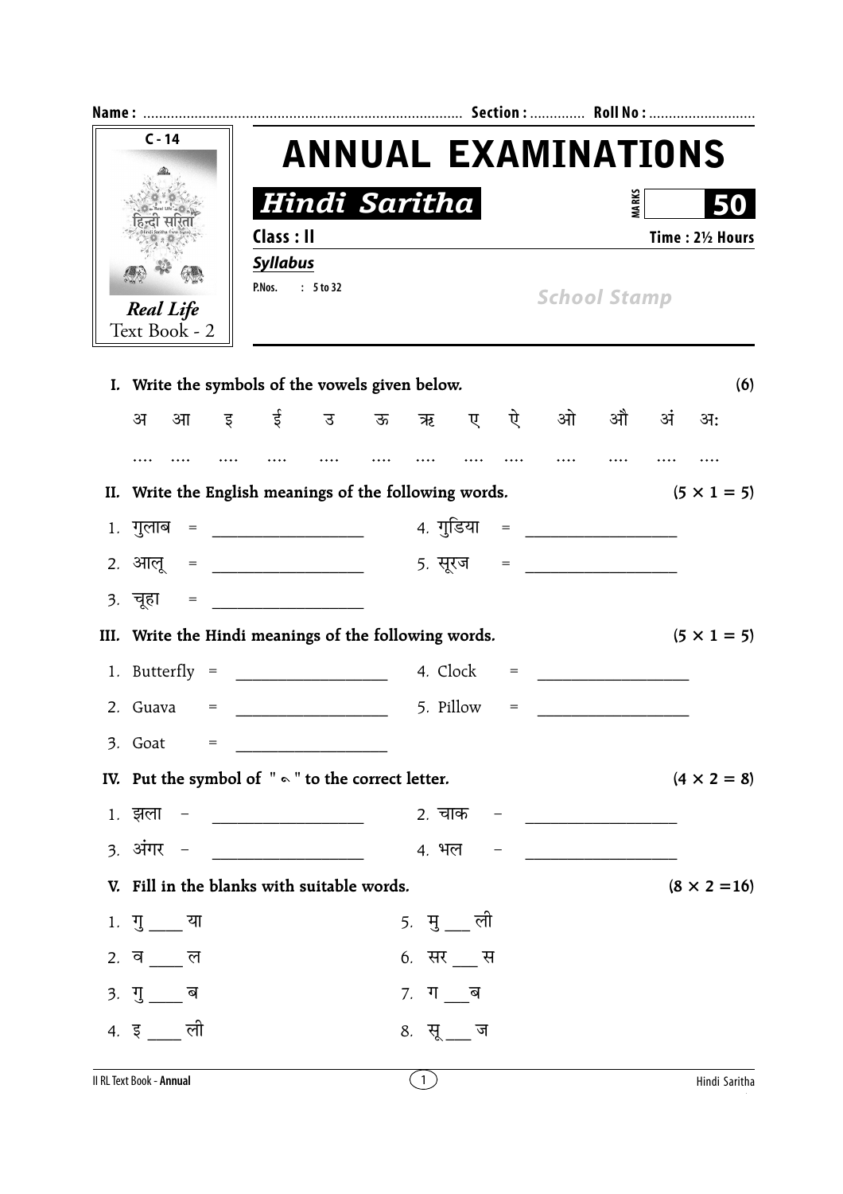Name : ................................................................................ Section : ............. Roll No : ...........................

C - 14

Real Life
Text Book - 2

# ANNUAL EXAMINATIONS

## Hindi Saritha

MARKS **50**

**Class : II** — **Time : 2½ Hours**

***Syllabus***

P.Nos. : 5 to 32

*School Stamp*

**I. Write the symbols of the vowels given below.** **(6)**

अ आ इ ई उ ऊ ऋ ए ऐ ओ औ अं अः

.... .... .... .... .... .... .... .... .... .... .... .... ....

**II. Write the English meanings of the following words.** **(5 × 1 = 5)**

1. गुलाब = ________________
2. आलू = ________________
3. चूहा = ________________
4. गुडिया = ________________
5. सूरज = ________________

**III. Write the Hindi meanings of the following words.** **(5 × 1 = 5)**

1. Butterfly = ________________
2. Guava = ________________
3. Goat = ________________
4. Clock = ________________
5. Pillow = ________________

**IV. Put the symbol of " ॅ " to the correct letter.** **(4 × 2 = 8)**

1. झला – ________________
2. चाक – ________________
3. अंगर – ________________
4. भल – ________________

**V. Fill in the blanks with suitable words.** **(8 × 2 =16)**

1. गु ____ या
2. व ____ ल
3. गु ____ ब
4. इ ____ ली
5. मु ___ ली
6. सर ___ स
7. ग ___ब
8. सू ___ ज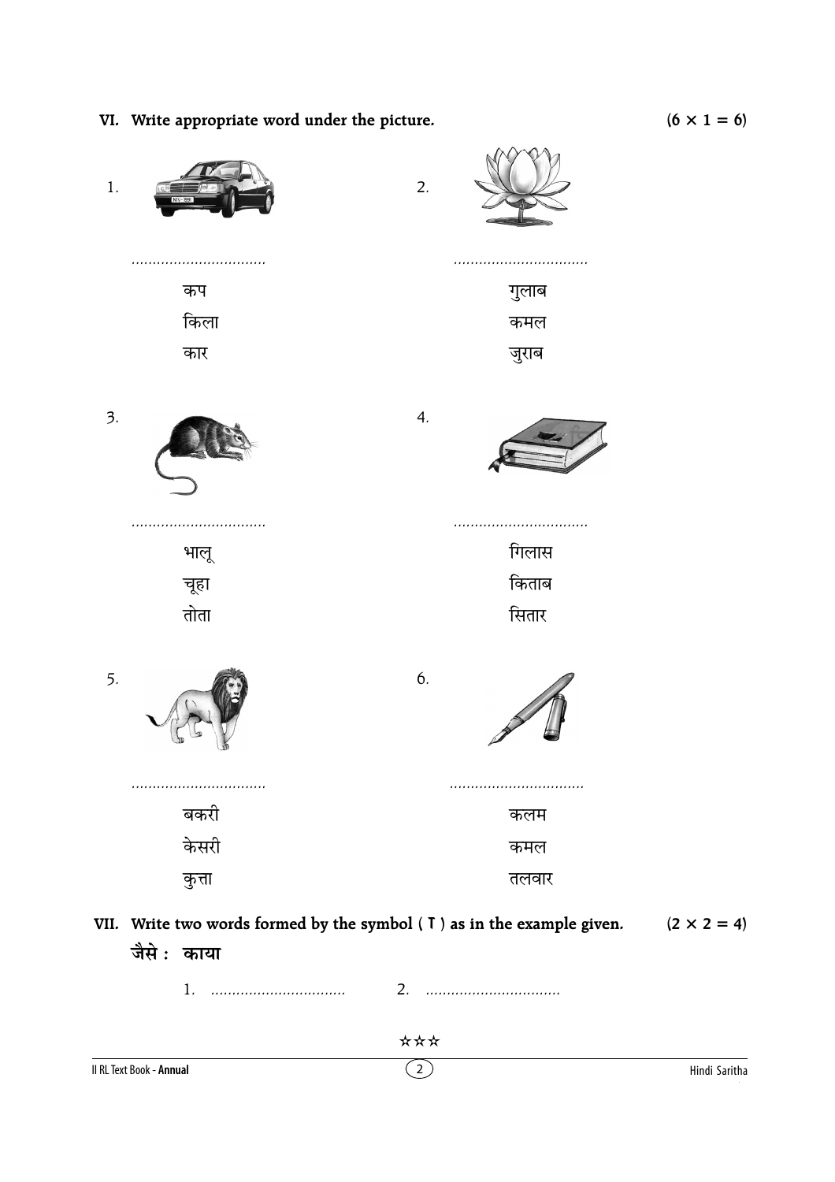**VI. Write appropriate word under the picture.** **(6 × 1 = 6)**

1. ................................

   कप
   
   किला
   
   कार

2. ................................

   गुलाब
   
   कमल
   
   जुराब

3. ................................

   भालू
   
   चूहा
   
   तोता

4. ................................

   गिलास
   
   किताब
   
   सितार

5. ................................

   बकरी
   
   केसरी
   
   कुत्ता

6. ................................

   कलम
   
   कमल
   
   तलवार

**VII. Write two words formed by the symbol ( ा ) as in the example given.** **(2 × 2 = 4)**

**जैसे : काया**

1. ................................ 2. ................................

☆☆☆